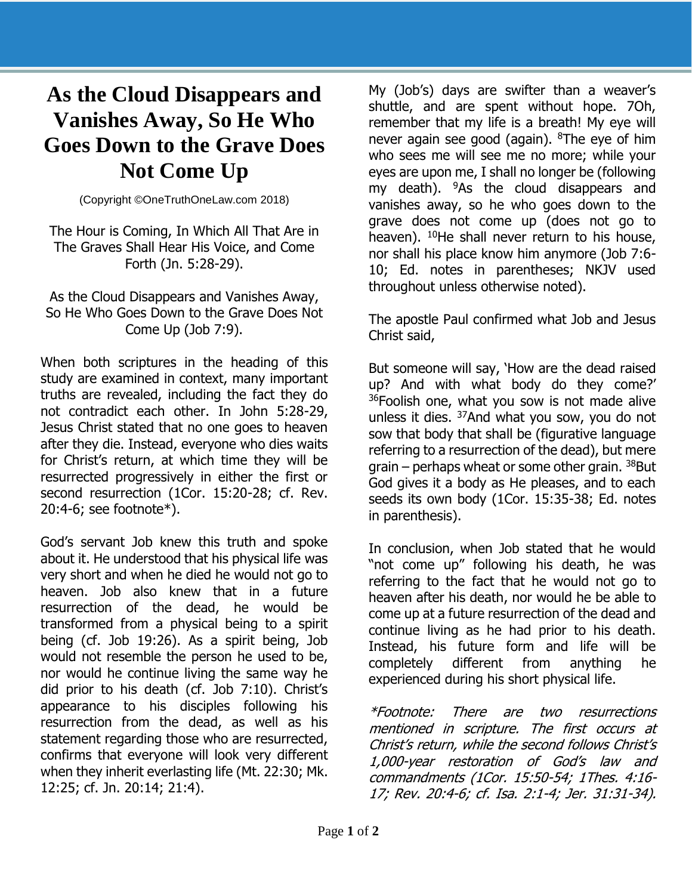# As the Cloud Disappears and Vanishes Away, So He Who Goes Down to the Grave Does Not Come Up

(Copyright ©OneTruthOneLaw.com 2018)

The Hour is Coming, In Which All That Are in The Graves Shall Hear His Voice, and Come Forth (Jn. 5:28-29).

As the Cloud Disappears and Vanishes Away, So He Who Goes Down to the Grave Does Not Come Up (Job 7:9).

When both scriptures in the heading of this study are examined in context, many important truths are revealed, including the fact they do not contradict each other. In John 5:28-29, Jesus Christ stated that no one goes to heaven after they die. Instead, everyone who dies waits for Christ's return, at which time they will be resurrected progressively in either the first or second resurrection (1Cor. 15:20-28; cf. Rev. 20:4-6; see footnote*).

God's servant Job knew this truth and spoke about it. He understood that his physical life was very short and when he died he would not go to heaven. Job also knew that in a future resurrection of the dead, he would be transformed from a physical being to a spirit being (cf. Job 19:26). As a spirit being, Job would not resemble the person he used to be, nor would he continue living the same way he did prior to his death (cf. Job 7:10). Christ's appearance to his disciples following his resurrection from the dead, as well as his statement regarding those who are resurrected, confirms that everyone will look very different when they inherit everlasting life (Mt. 22:30; Mk. 12:25; cf. Jn. 20:14; 21:4).

My (Job's) days are swifter than a weaver's shuttle, and are spent without hope. 7Oh, remember that my life is a breath! My eye will never again see good (again). [8]The eye of him who sees me will see me no more; while your eyes are upon me, I shall no longer be (following my death). [9]As the cloud disappears and vanishes away, so he who goes down to the grave does not come up (does not go to heaven). [10]He shall never return to his house, nor shall his place know him anymore (Job 7:6-10; Ed. notes in parentheses; NKJV used throughout unless otherwise noted).

The apostle Paul confirmed what Job and Jesus Christ said,

But someone will say, 'How are the dead raised up? And with what body do they come?' [36]Foolish one, what you sow is not made alive unless it dies. [37]And what you sow, you do not sow that body that shall be (figurative language referring to a resurrection of the dead), but mere grain – perhaps wheat or some other grain. [38]But God gives it a body as He pleases, and to each seeds its own body (1Cor. 15:35-38; Ed. notes in parenthesis).

In conclusion, when Job stated that he would "not come up" following his death, he was referring to the fact that he would not go to heaven after his death, nor would he be able to come up at a future resurrection of the dead and continue living as he had prior to his death. Instead, his future form and life will be completely different from anything he experienced during his short physical life.

*\*Footnote: There are two resurrections mentioned in scripture. The first occurs at Christ's return, while the second follows Christ's 1,000-year restoration of God's law and commandments (1Cor. 15:50-54; 1Thes. 4:16-17; Rev. 20:4-6; cf. Isa. 2:1-4; Jer. 31:31-34).*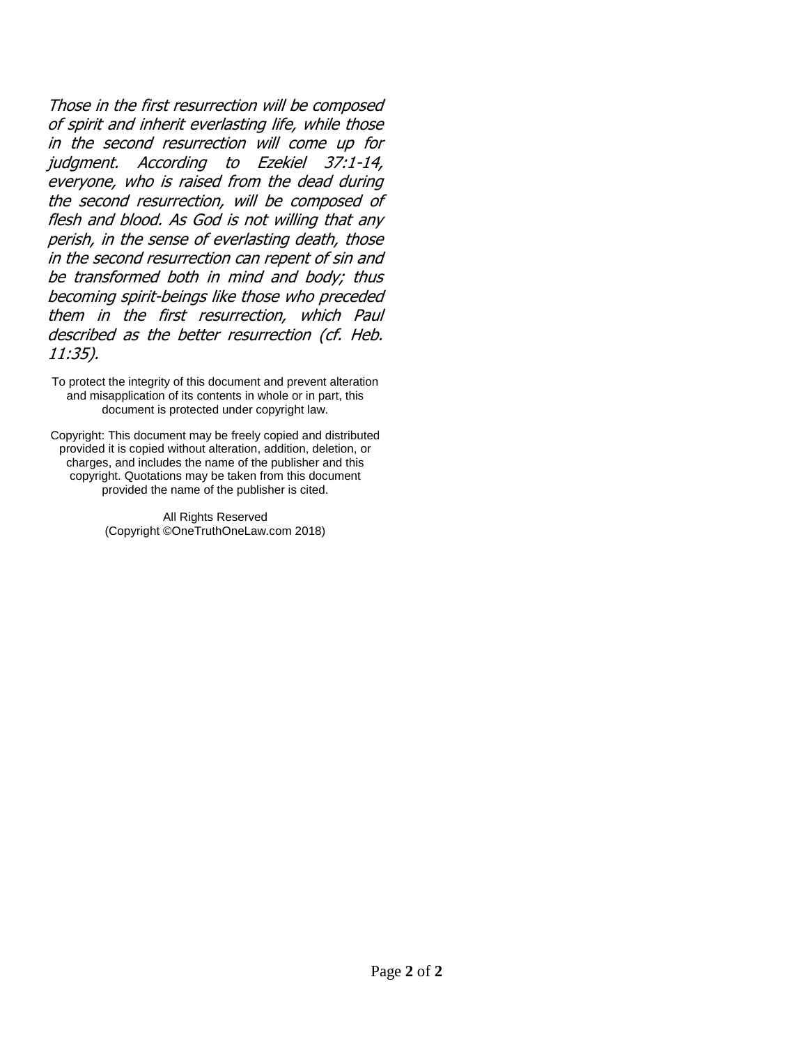*Those in the first resurrection will be composed of spirit and inherit everlasting life, while those in the second resurrection will come up for judgment. According to Ezekiel 37:1-14, everyone, who is raised from the dead during the second resurrection, will be composed of flesh and blood. As God is not willing that any perish, in the sense of everlasting death, those in the second resurrection can repent of sin and be transformed both in mind and body; thus becoming spirit-beings like those who preceded them in the first resurrection, which Paul described as the better resurrection (cf. Heb. 11:35).*

To protect the integrity of this document and prevent alteration and misapplication of its contents in whole or in part, this document is protected under copyright law.

Copyright: This document may be freely copied and distributed provided it is copied without alteration, addition, deletion, or charges, and includes the name of the publisher and this copyright. Quotations may be taken from this document provided the name of the publisher is cited.

All Rights Reserved
(Copyright ©OneTruthOneLaw.com 2018)